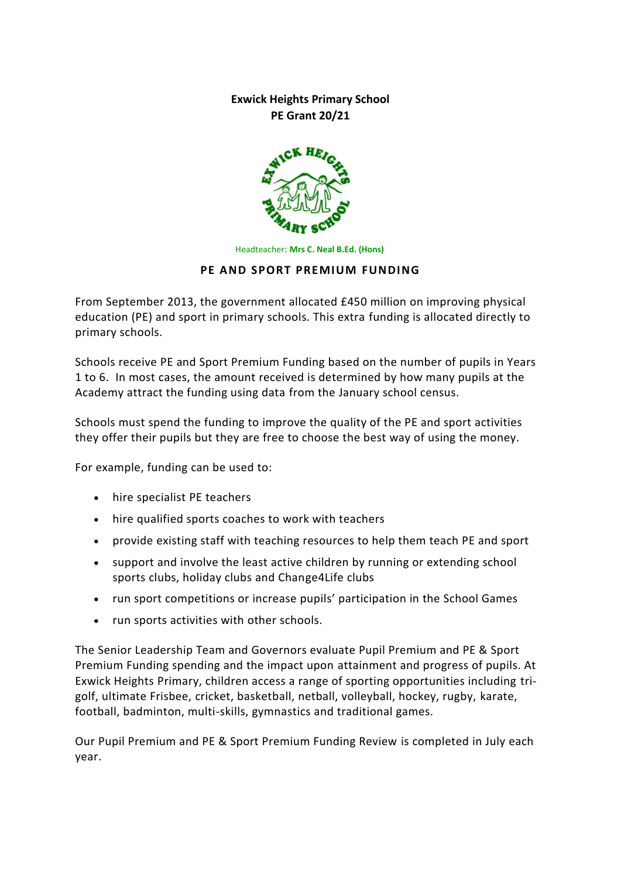**Exwick Heights Primary School**
**PE Grant 20/21**

Headteacher: **Mrs C. Neal B.Ed. (Hons)**

## PE AND SPORT PREMIUM FUNDING

From September 2013, the government allocated £450 million on improving physical education (PE) and sport in primary schools. This extra funding is allocated directly to primary schools.

Schools receive PE and Sport Premium Funding based on the number of pupils in Years 1 to 6. In most cases, the amount received is determined by how many pupils at the Academy attract the funding using data from the January school census.

Schools must spend the funding to improve the quality of the PE and sport activities they offer their pupils but they are free to choose the best way of using the money.

For example, funding can be used to:

- hire specialist PE teachers
- hire qualified sports coaches to work with teachers
- provide existing staff with teaching resources to help them teach PE and sport
- support and involve the least active children by running or extending school sports clubs, holiday clubs and Change4Life clubs
- run sport competitions or increase pupils' participation in the School Games
- run sports activities with other schools.

The Senior Leadership Team and Governors evaluate Pupil Premium and PE & Sport Premium Funding spending and the impact upon attainment and progress of pupils. At Exwick Heights Primary, children access a range of sporting opportunities including tri-golf, ultimate Frisbee, cricket, basketball, netball, volleyball, hockey, rugby, karate, football, badminton, multi-skills, gymnastics and traditional games.

Our Pupil Premium and PE & Sport Premium Funding Review is completed in July each year.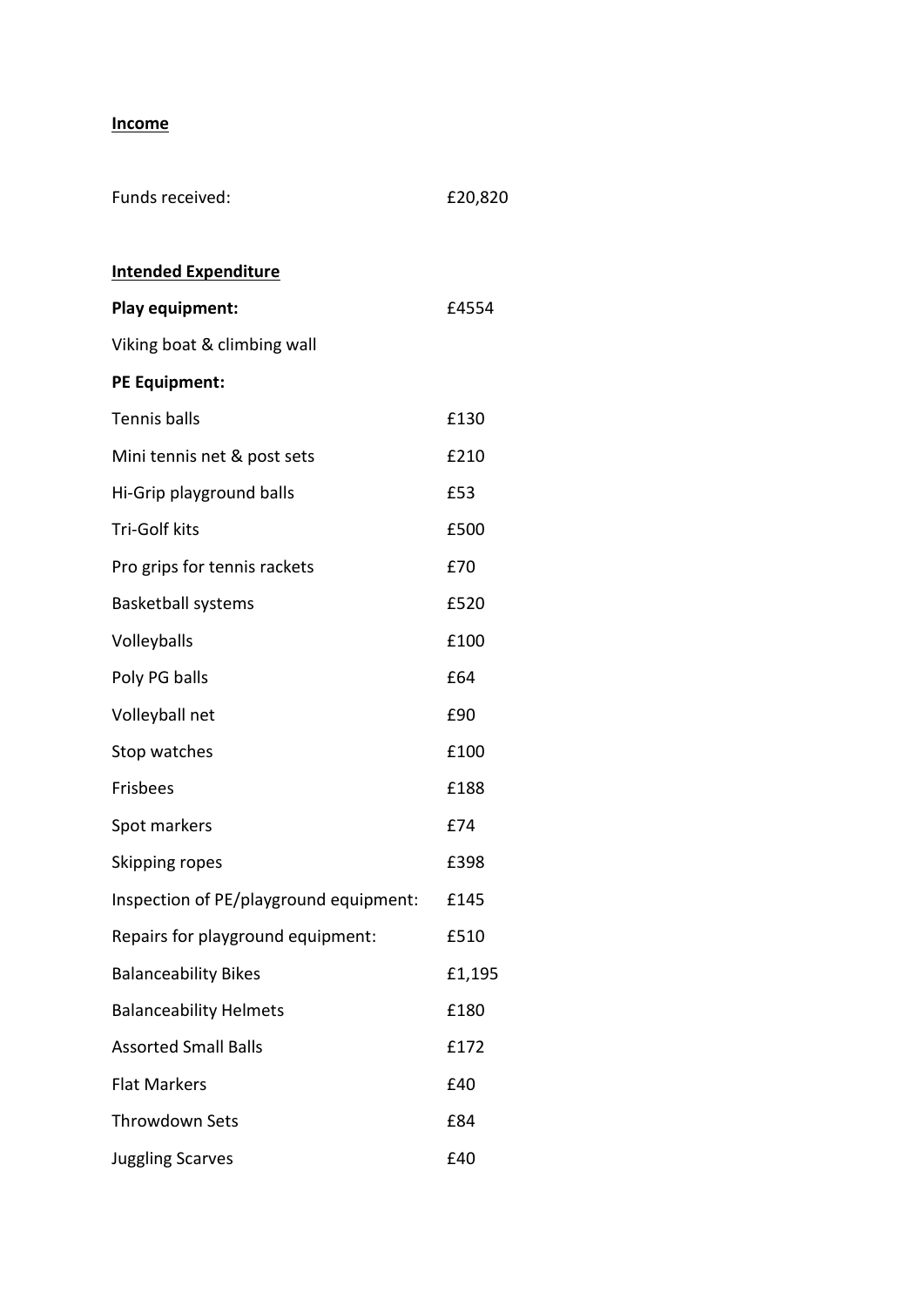**Income**

| | |
|---|---|
| Funds received: | £20,820 |

**Intended Expenditure**

| | |
|---|---|
| **Play equipment:** | £4554 |
| Viking boat & climbing wall | |
| **PE Equipment:** | |
| Tennis balls | £130 |
| Mini tennis net & post sets | £210 |
| Hi-Grip playground balls | £53 |
| Tri-Golf kits | £500 |
| Pro grips for tennis rackets | £70 |
| Basketball systems | £520 |
| Volleyballs | £100 |
| Poly PG balls | £64 |
| Volleyball net | £90 |
| Stop watches | £100 |
| Frisbees | £188 |
| Spot markers | £74 |
| Skipping ropes | £398 |
| Inspection of PE/playground equipment: | £145 |
| Repairs for playground equipment: | £510 |
| Balanceability Bikes | £1,195 |
| Balanceability Helmets | £180 |
| Assorted Small Balls | £172 |
| Flat Markers | £40 |
| Throwdown Sets | £84 |
| Juggling Scarves | £40 |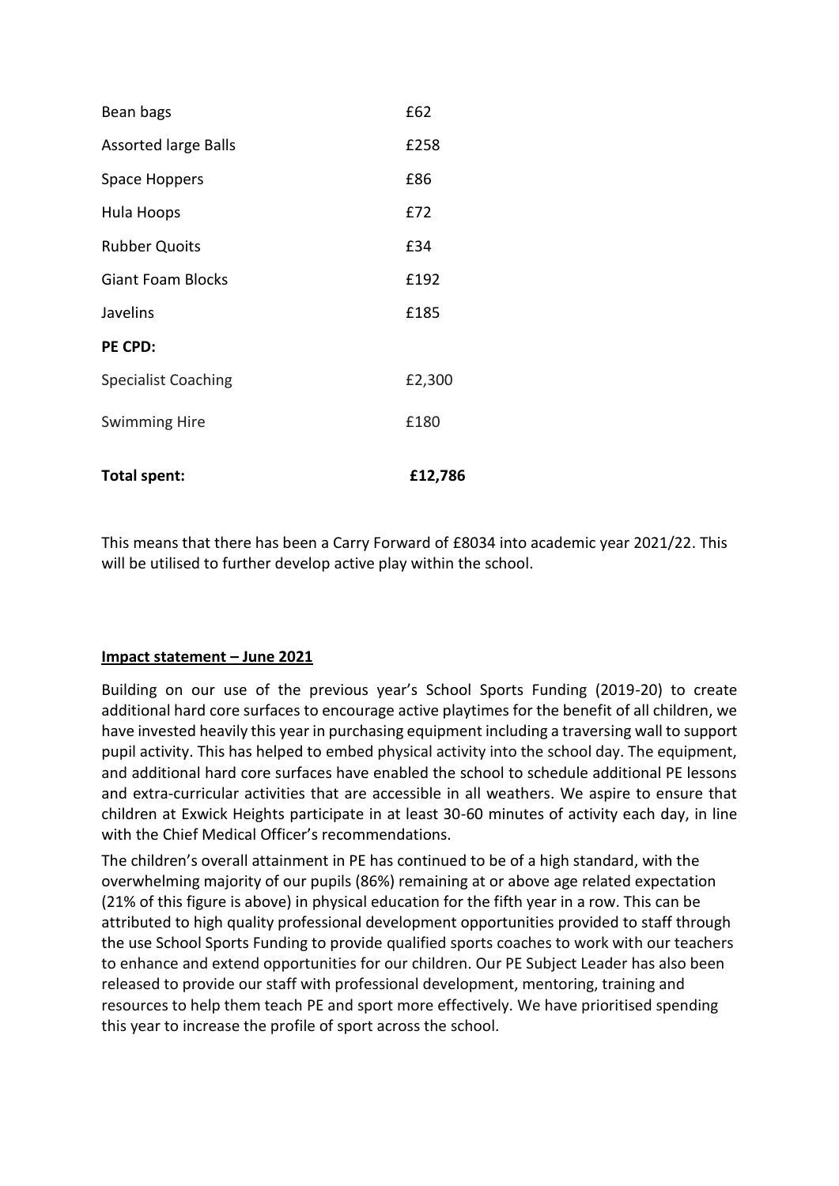| | |
|---|---|
| Bean bags | £62 |
| Assorted large Balls | £258 |
| Space Hoppers | £86 |
| Hula Hoops | £72 |
| Rubber Quoits | £34 |
| Giant Foam Blocks | £192 |
| Javelins | £185 |
| **PE CPD:** | |
| Specialist Coaching | £2,300 |
| Swimming Hire | £180 |
| **Total spent:** | **£12,786** |

This means that there has been a Carry Forward of £8034 into academic year 2021/22. This will be utilised to further develop active play within the school.

**Impact statement – June 2021**

Building on our use of the previous year's School Sports Funding (2019-20) to create additional hard core surfaces to encourage active playtimes for the benefit of all children, we have invested heavily this year in purchasing equipment including a traversing wall to support pupil activity. This has helped to embed physical activity into the school day. The equipment, and additional hard core surfaces have enabled the school to schedule additional PE lessons and extra-curricular activities that are accessible in all weathers. We aspire to ensure that children at Exwick Heights participate in at least 30-60 minutes of activity each day, in line with the Chief Medical Officer's recommendations.

The children's overall attainment in PE has continued to be of a high standard, with the overwhelming majority of our pupils (86%) remaining at or above age related expectation (21% of this figure is above) in physical education for the fifth year in a row. This can be attributed to high quality professional development opportunities provided to staff through the use School Sports Funding to provide qualified sports coaches to work with our teachers to enhance and extend opportunities for our children. Our PE Subject Leader has also been released to provide our staff with professional development, mentoring, training and resources to help them teach PE and sport more effectively. We have prioritised spending this year to increase the profile of sport across the school.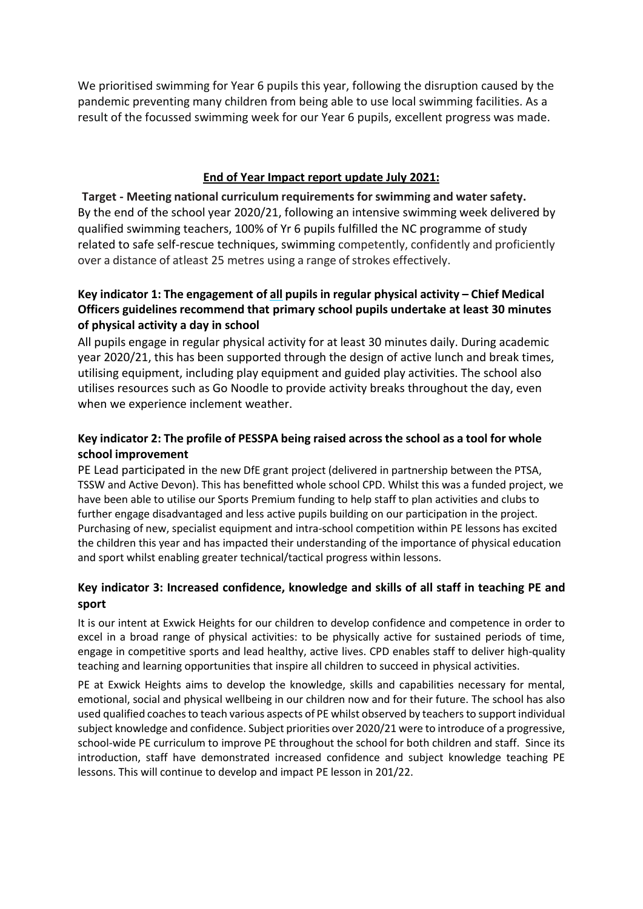We prioritised swimming for Year 6 pupils this year, following the disruption caused by the pandemic preventing many children from being able to use local swimming facilities. As a result of the focussed swimming week for our Year 6 pupils, excellent progress was made.

## End of Year Impact report update July 2021:

**Target - Meeting national curriculum requirements for swimming and water safety.**
By the end of the school year 2020/21, following an intensive swimming week delivered by qualified swimming teachers, 100% of Yr 6 pupils fulfilled the NC programme of study related to safe self-rescue techniques, swimming competently, confidently and proficiently over a distance of atleast 25 metres using a range of strokes effectively.

### Key indicator 1: The engagement of all pupils in regular physical activity – Chief Medical Officers guidelines recommend that primary school pupils undertake at least 30 minutes of physical activity a day in school

All pupils engage in regular physical activity for at least 30 minutes daily. During academic year 2020/21, this has been supported through the design of active lunch and break times, utilising equipment, including play equipment and guided play activities. The school also utilises resources such as Go Noodle to provide activity breaks throughout the day, even when we experience inclement weather.

### Key indicator 2: The profile of PESSPA being raised across the school as a tool for whole school improvement

PE Lead participated in the new DfE grant project (delivered in partnership between the PTSA, TSSW and Active Devon). This has benefitted whole school CPD. Whilst this was a funded project, we have been able to utilise our Sports Premium funding to help staff to plan activities and clubs to further engage disadvantaged and less active pupils building on our participation in the project. Purchasing of new, specialist equipment and intra-school competition within PE lessons has excited the children this year and has impacted their understanding of the importance of physical education and sport whilst enabling greater technical/tactical progress within lessons.

### Key indicator 3: Increased confidence, knowledge and skills of all staff in teaching PE and sport

It is our intent at Exwick Heights for our children to develop confidence and competence in order to excel in a broad range of physical activities: to be physically active for sustained periods of time, engage in competitive sports and lead healthy, active lives. CPD enables staff to deliver high-quality teaching and learning opportunities that inspire all children to succeed in physical activities.

PE at Exwick Heights aims to develop the knowledge, skills and capabilities necessary for mental, emotional, social and physical wellbeing in our children now and for their future. The school has also used qualified coaches to teach various aspects of PE whilst observed by teachers to support individual subject knowledge and confidence. Subject priorities over 2020/21 were to introduce of a progressive, school-wide PE curriculum to improve PE throughout the school for both children and staff. Since its introduction, staff have demonstrated increased confidence and subject knowledge teaching PE lessons. This will continue to develop and impact PE lesson in 201/22.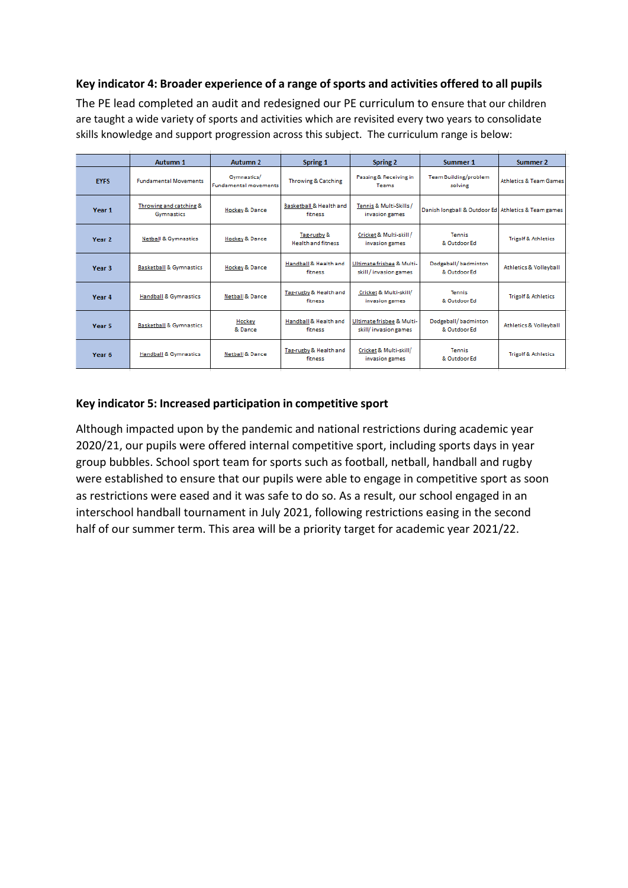### Key indicator 4: Broader experience of a range of sports and activities offered to all pupils

The PE lead completed an audit and redesigned our PE curriculum to ensure that our children are taught a wide variety of sports and activities which are revisited every two years to consolidate skills knowledge and support progression across this subject. The curriculum range is below:

| | Autumn 1 | Autumn 2 | Spring 1 | Spring 2 | Summer 1 | Summer 2 |
|---|---|---|---|---|---|---|
| EYFS | Fundamental Movements | Gymnastics/ Fundamental movements | Throwing & Catching | Passing & Receiving in Teams | Team Building/problem solving | Athletics & Team Games |
| Year 1 | Throwing and catching & Gymnastics | Hockey & Dance | Basketball & Health and fitness | Tennis & Multi-Skills / invasion games | Danish longball & Outdoor Ed | Athletics & Team games |
| Year 2 | Netball & Gymnastics | Hockey & Dance | Tag-rugby & Health and fitness | Cricket & Multi-skill / invasion games | Tennis & Outdoor Ed | Trigolf & Athletics |
| Year 3 | Basketball & Gymnastics | Hockey & Dance | Handball & Health and fitness | Ultimate frisbee & Multi-skill / invasion games | Dodgeball/ badminton & Outdoor Ed | Athletics & Volleyball |
| Year 4 | Handball & Gymnastics | Netball & Dance | Tag-rugby & Health and fitness | Cricket & Multi-skill/ invasion games | Tennis & Outdoor Ed | Trigolf & Athletics |
| Year 5 | Basketball & Gymnastics | Hockey & Dance | Handball & Health and fitness | Ultimate frisbee & Multi-skill/ invasion games | Dodgeball/ badminton & Outdoor Ed | Athletics & Volleyball |
| Year 6 | Handball & Gymnastics | Netball & Dance | Tag-rugby & Health and fitness | Cricket & Multi-skill/ invasion games | Tennis & Outdoor Ed | Trigolf & Athletics |

### Key indicator 5: Increased participation in competitive sport

Although impacted upon by the pandemic and national restrictions during academic year 2020/21, our pupils were offered internal competitive sport, including sports days in year group bubbles. School sport team for sports such as football, netball, handball and rugby were established to ensure that our pupils were able to engage in competitive sport as soon as restrictions were eased and it was safe to do so. As a result, our school engaged in an interschool handball tournament in July 2021, following restrictions easing in the second half of our summer term. This area will be a priority target for academic year 2021/22.